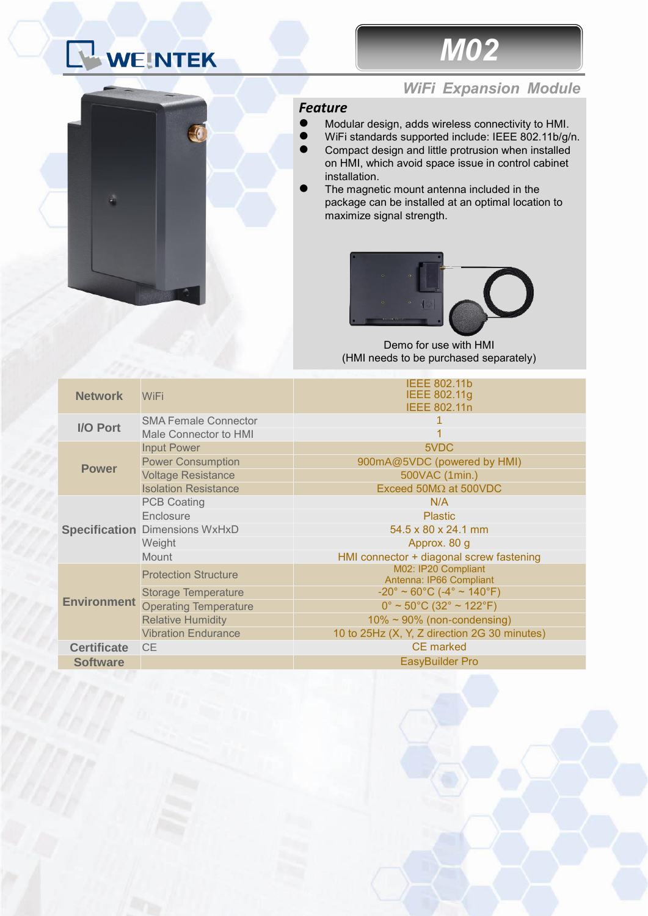WEINTEK

# M02

## WiFi Expansion Module

### Feature

- Modular design, adds wireless connectivity to HMI.
- WiFi standards supported include: IEEE 802.11b/g/n.
- Compact design and little protrusion when installed on HMI, which avoid space issue in control cabinet installation.
- The magnetic mount antenna included in the package can be installed at an optimal location to maximize signal strength.

Demo for use with HMI
(HMI needs to be purchased separately)

| | | |
|---|---|---|
| **Network** | WiFi | IEEE 802.11b<br>IEEE 802.11g<br>IEEE 802.11n |
| **I/O Port** | SMA Female Connector | 1 |
| | Male Connector to HMI | 1 |
| **Power** | Input Power | 5VDC |
| | Power Consumption | 900mA@5VDC (powered by HMI) |
| | Voltage Resistance | 500VAC (1min.) |
| | Isolation Resistance | Exceed 50MΩ at 500VDC |
| **Specification** | PCB Coating | N/A |
| | Enclosure | Plastic |
| | Dimensions WxHxD | 54.5 x 80 x 24.1 mm |
| | Weight | Approx. 80 g |
| | Mount | HMI connector + diagonal screw fastening |
| **Environment** | Protection Structure | M02: IP20 Compliant<br>Antenna: IP66 Compliant |
| | Storage Temperature | -20° ~ 60°C (-4° ~ 140°F) |
| | Operating Temperature | 0° ~ 50°C (32° ~ 122°F) |
| | Relative Humidity | 10% ~ 90% (non-condensing) |
| | Vibration Endurance | 10 to 25Hz (X, Y, Z direction 2G 30 minutes) |
| **Certificate** | CE | CE marked |
| **Software** | | EasyBuilder Pro |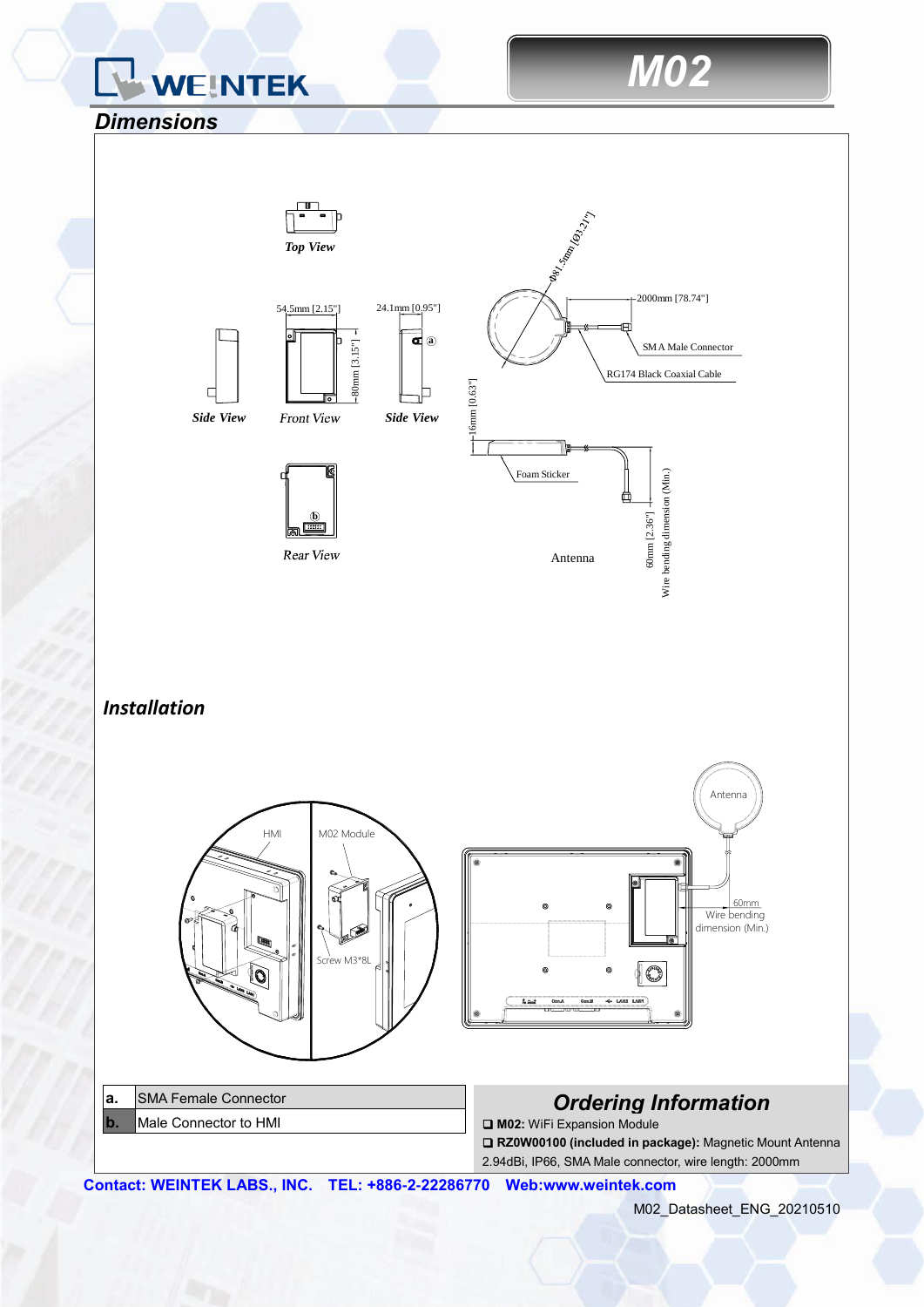## Dimensions

Top View

54.5mm [2.15"]

24.1mm [0.95"]

80mm [3.15"]

Side View

Front View

Side View

a

b

Rear View

Φ81.5mm [Φ3.21"]

2000mm [78.74"]

SMA Male Connector

RG174 Black Coaxial Cable

16mm [0.63"]

Foam Sticker

Antenna

60mm [2.36"]

Wire bending dimension (Min.)

## Installation

HMI

M02 Module

Screw M3*8L

Antenna

60mm

Wire bending dimension (Min.)

| | |
|---|---|
| **a.** | SMA Female Connector |
| **b.** | Male Connector to HMI |

## Ordering Information

- **M02:** WiFi Expansion Module
- **RZ0W00100 (included in package):** Magnetic Mount Antenna 2.94dBi, IP66, SMA Male connector, wire length: 2000mm

**Contact: WEINTEK LABS., INC. TEL: +886-2-22286770 Web:www.weintek.com**

M02_Datasheet_ENG_20210510